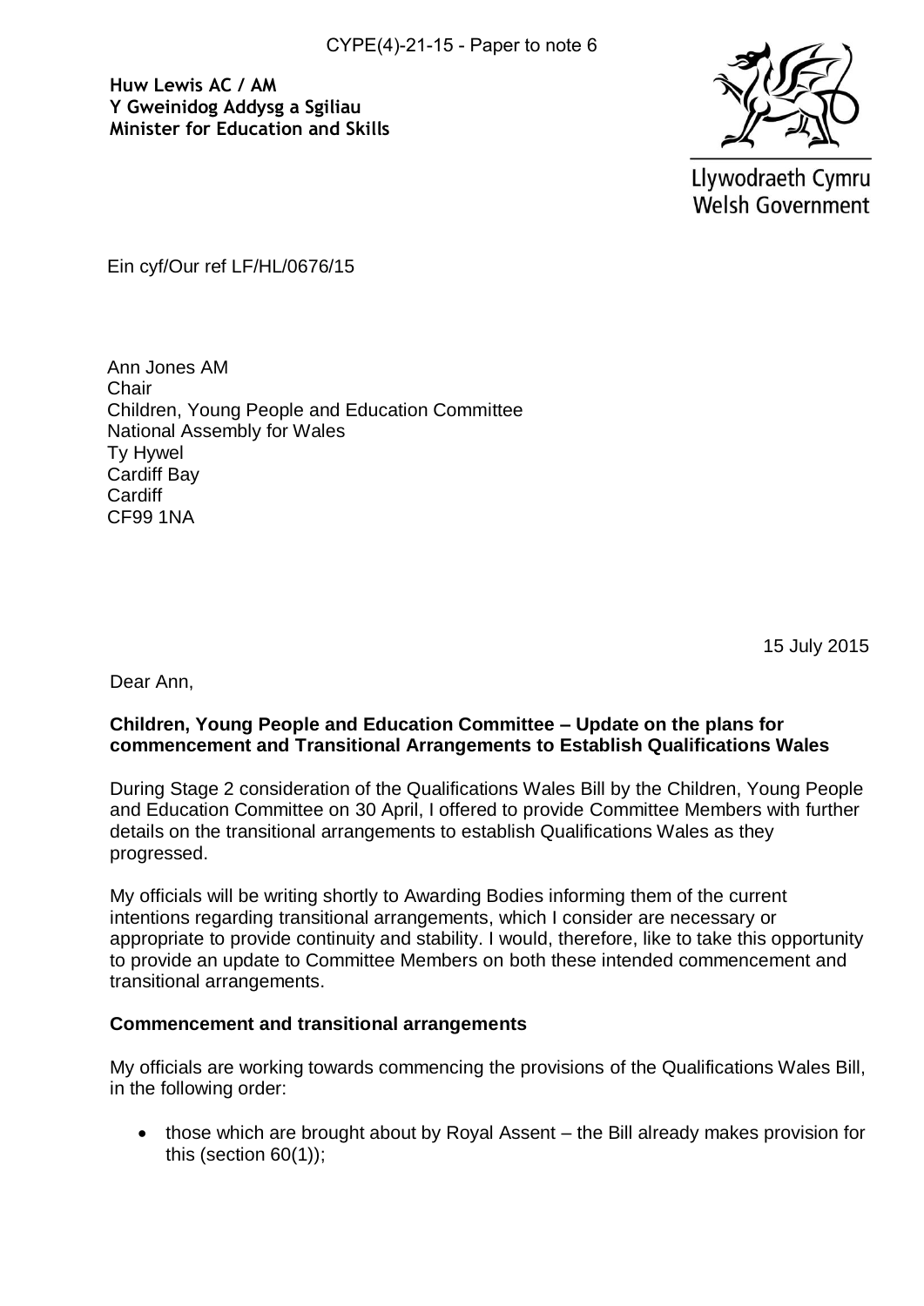CYPE(4)-21-15 - Paper to note 6

**Huw Lewis AC / AM**
**Y Gweinidog Addysg a Sgiliau**
**Minister for Education and Skills**

Llywodraeth Cymru
Welsh Government

Ein cyf/Our ref LF/HL/0676/15

Ann Jones AM
Chair
Children, Young People and Education Committee
National Assembly for Wales
Ty Hywel
Cardiff Bay
Cardiff
CF99 1NA

15 July 2015

Dear Ann,

**Children, Young People and Education Committee – Update on the plans for commencement and Transitional Arrangements to Establish Qualifications Wales**

During Stage 2 consideration of the Qualifications Wales Bill by the Children, Young People and Education Committee on 30 April, I offered to provide Committee Members with further details on the transitional arrangements to establish Qualifications Wales as they progressed.

My officials will be writing shortly to Awarding Bodies informing them of the current intentions regarding transitional arrangements, which I consider are necessary or appropriate to provide continuity and stability. I would, therefore, like to take this opportunity to provide an update to Committee Members on both these intended commencement and transitional arrangements.

**Commencement and transitional arrangements**

My officials are working towards commencing the provisions of the Qualifications Wales Bill, in the following order:

- those which are brought about by Royal Assent – the Bill already makes provision for this (section 60(1));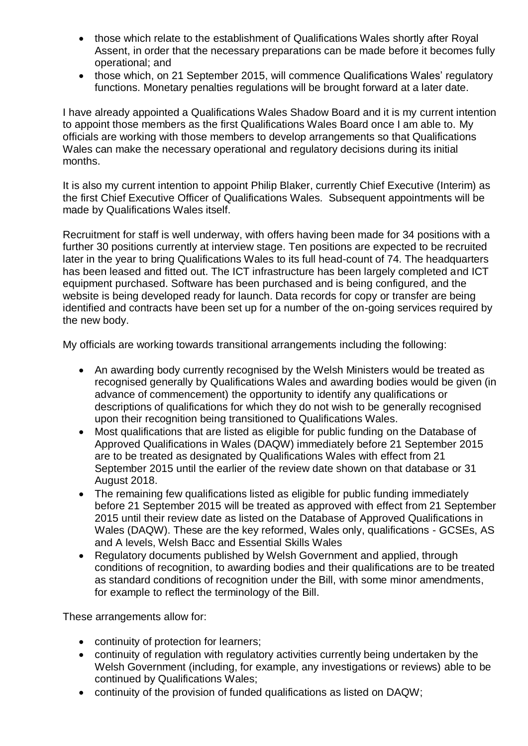- those which relate to the establishment of Qualifications Wales shortly after Royal Assent, in order that the necessary preparations can be made before it becomes fully operational; and
- those which, on 21 September 2015, will commence Qualifications Wales' regulatory functions. Monetary penalties regulations will be brought forward at a later date.

I have already appointed a Qualifications Wales Shadow Board and it is my current intention to appoint those members as the first Qualifications Wales Board once I am able to. My officials are working with those members to develop arrangements so that Qualifications Wales can make the necessary operational and regulatory decisions during its initial months.

It is also my current intention to appoint Philip Blaker, currently Chief Executive (Interim) as the first Chief Executive Officer of Qualifications Wales. Subsequent appointments will be made by Qualifications Wales itself.

Recruitment for staff is well underway, with offers having been made for 34 positions with a further 30 positions currently at interview stage. Ten positions are expected to be recruited later in the year to bring Qualifications Wales to its full head-count of 74. The headquarters has been leased and fitted out. The ICT infrastructure has been largely completed and ICT equipment purchased. Software has been purchased and is being configured, and the website is being developed ready for launch. Data records for copy or transfer are being identified and contracts have been set up for a number of the on-going services required by the new body.

My officials are working towards transitional arrangements including the following:

- An awarding body currently recognised by the Welsh Ministers would be treated as recognised generally by Qualifications Wales and awarding bodies would be given (in advance of commencement) the opportunity to identify any qualifications or descriptions of qualifications for which they do not wish to be generally recognised upon their recognition being transitioned to Qualifications Wales.
- Most qualifications that are listed as eligible for public funding on the Database of Approved Qualifications in Wales (DAQW) immediately before 21 September 2015 are to be treated as designated by Qualifications Wales with effect from 21 September 2015 until the earlier of the review date shown on that database or 31 August 2018.
- The remaining few qualifications listed as eligible for public funding immediately before 21 September 2015 will be treated as approved with effect from 21 September 2015 until their review date as listed on the Database of Approved Qualifications in Wales (DAQW). These are the key reformed, Wales only, qualifications - GCSEs, AS and A levels, Welsh Bacc and Essential Skills Wales
- Regulatory documents published by Welsh Government and applied, through conditions of recognition, to awarding bodies and their qualifications are to be treated as standard conditions of recognition under the Bill, with some minor amendments, for example to reflect the terminology of the Bill.

These arrangements allow for:

- continuity of protection for learners;
- continuity of regulation with regulatory activities currently being undertaken by the Welsh Government (including, for example, any investigations or reviews) able to be continued by Qualifications Wales;
- continuity of the provision of funded qualifications as listed on DAQW;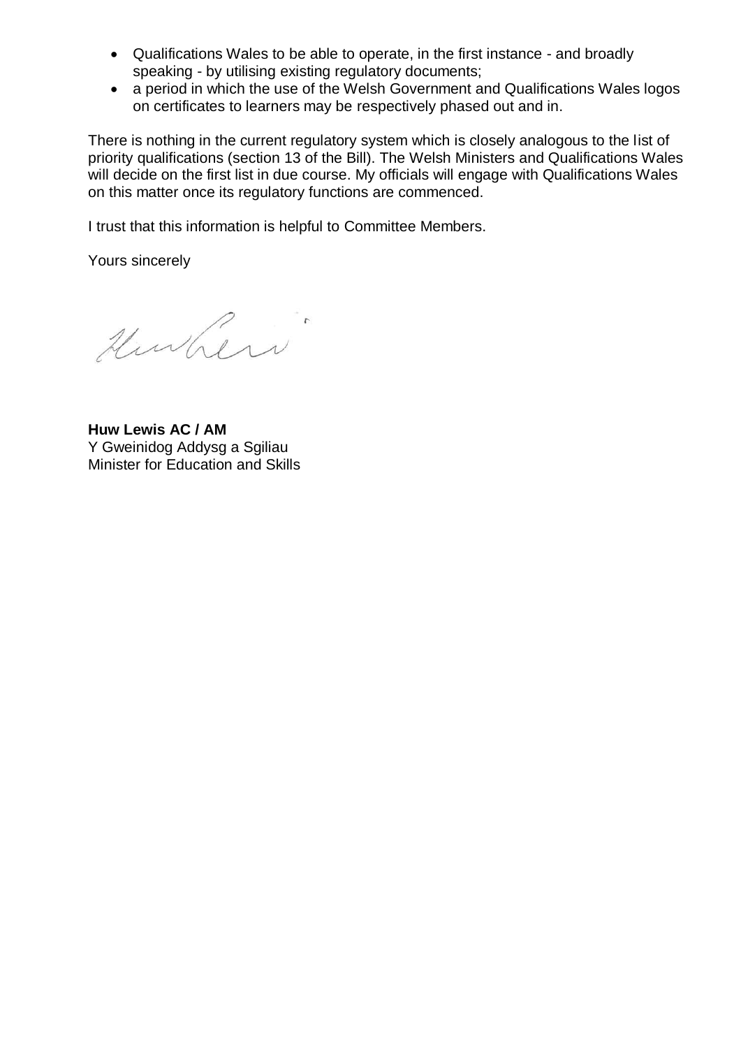- Qualifications Wales to be able to operate, in the first instance - and broadly speaking - by utilising existing regulatory documents;
- a period in which the use of the Welsh Government and Qualifications Wales logos on certificates to learners may be respectively phased out and in.

There is nothing in the current regulatory system which is closely analogous to the list of priority qualifications (section 13 of the Bill). The Welsh Ministers and Qualifications Wales will decide on the first list in due course. My officials will engage with Qualifications Wales on this matter once its regulatory functions are commenced.

I trust that this information is helpful to Committee Members.

Yours sincerely

**Huw Lewis AC / AM**
Y Gweinidog Addysg a Sgiliau
Minister for Education and Skills